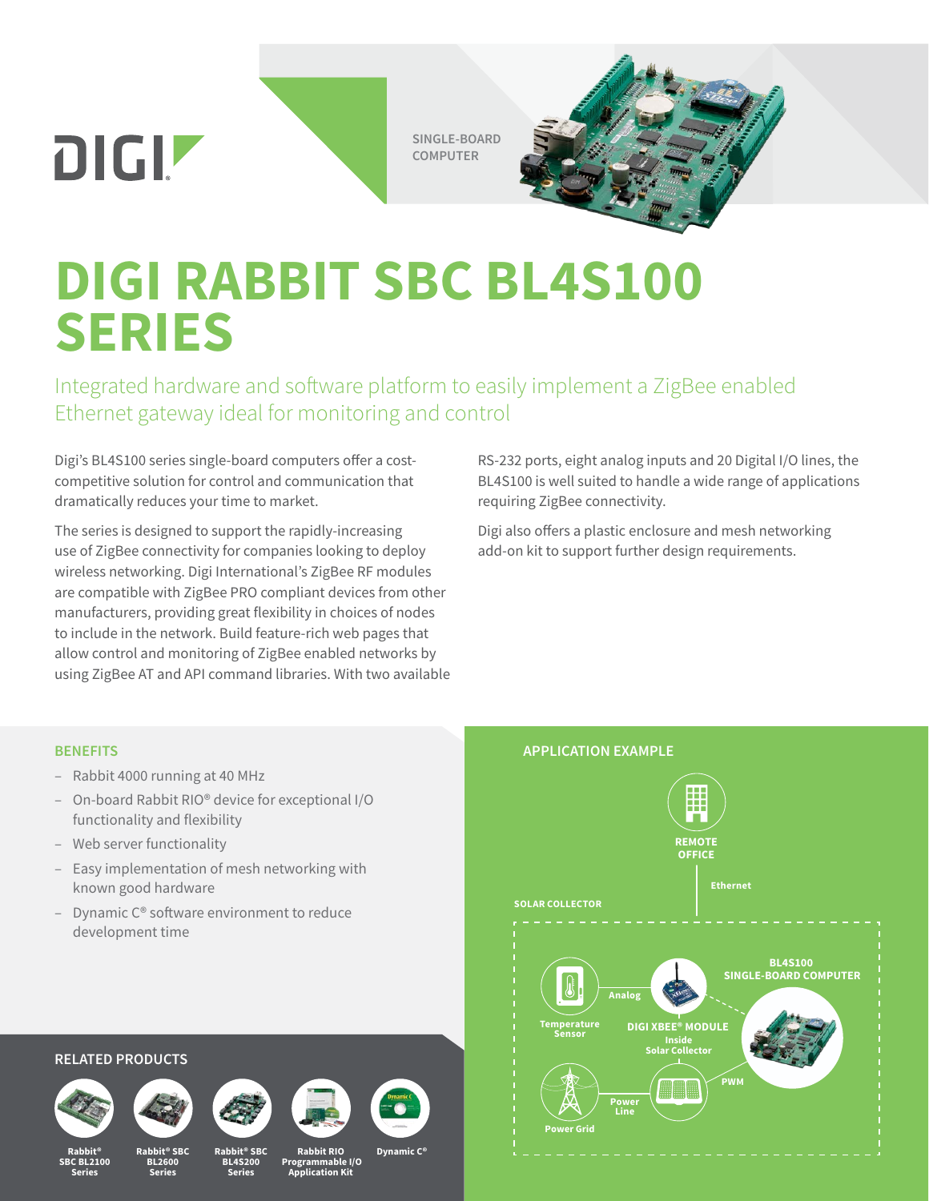SINGLE-BOARD COMPUTER

# DIGI RABBIT SBC BL4S100 SERIES

## Integrated hardware and software platform to easily implement a ZigBee enabled Ethernet gateway ideal for monitoring and control

Digi's BL4S100 series single-board computers offer a cost-competitive solution for control and communication that dramatically reduces your time to market.

The series is designed to support the rapidly-increasing use of ZigBee connectivity for companies looking to deploy wireless networking. Digi International's ZigBee RF modules are compatible with ZigBee PRO compliant devices from other manufacturers, providing great flexibility in choices of nodes to include in the network. Build feature-rich web pages that allow control and monitoring of ZigBee enabled networks by using ZigBee AT and API command libraries. With two available RS-232 ports, eight analog inputs and 20 Digital I/O lines, the BL4S100 is well suited to handle a wide range of applications requiring ZigBee connectivity.

Digi also offers a plastic enclosure and mesh networking add-on kit to support further design requirements.

### BENEFITS

- Rabbit 4000 running at 40 MHz
- On-board Rabbit RIO® device for exceptional I/O functionality and flexibility
- Web server functionality
- Easy implementation of mesh networking with known good hardware
- Dynamic C® software environment to reduce development time

### APPLICATION EXAMPLE

REMOTE OFFICE

Ethernet

SOLAR COLLECTOR

BL4S100 SINGLE-BOARD COMPUTER

Temperature Sensor

Analog

DIGI XBEE® MODULE Inside Solar Collector

PWM

Power Line

Power Grid

### RELATED PRODUCTS

- Rabbit® SBC BL2100 Series
- Rabbit® SBC BL2600 Series
- Rabbit® SBC BL4S200 Series
- Rabbit RIO Programmable I/O Application Kit
- Dynamic C®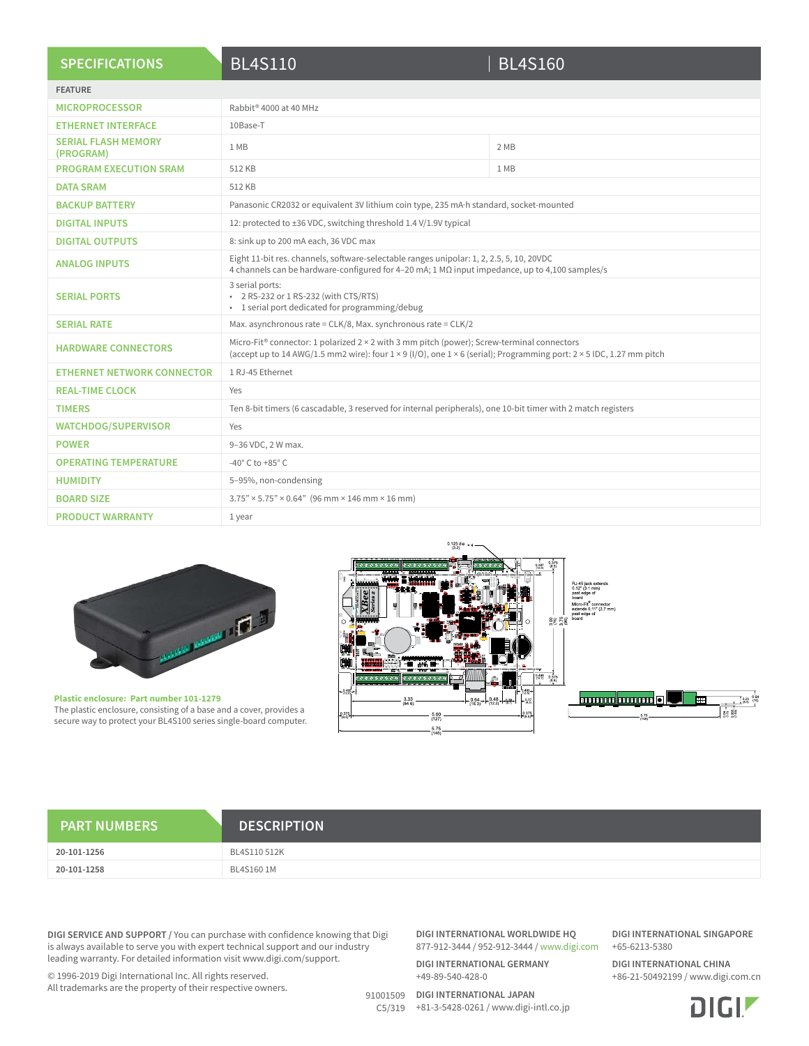| SPECIFICATIONS | BL4S110 | BL4S160 |
|---|---|---|
| FEATURE | | |
| MICROPROCESSOR | Rabbit® 4000 at 40 MHz | |
| ETHERNET INTERFACE | 10Base-T | |
| SERIAL FLASH MEMORY (PROGRAM) | 1 MB | 2 MB |
| PROGRAM EXECUTION SRAM | 512 KB | 1 MB |
| DATA SRAM | 512 KB | |
| BACKUP BATTERY | Panasonic CR2032 or equivalent 3V lithium coin type, 235 mA·h standard, socket-mounted | |
| DIGITAL INPUTS | 12: protected to ±36 VDC, switching threshold 1.4 V/1.9V typical | |
| DIGITAL OUTPUTS | 8: sink up to 200 mA each, 36 VDC max | |
| ANALOG INPUTS | Eight 11-bit res. channels, software-selectable ranges unipolar: 1, 2, 2.5, 5, 10, 20VDC<br>4 channels can be hardware-configured for 4–20 mA; 1 MΩ input impedance, up to 4,100 samples/s | |
| SERIAL PORTS | 3 serial ports:<br>• 2 RS-232 or 1 RS-232 (with CTS/RTS)<br>• 1 serial port dedicated for programming/debug | |
| SERIAL RATE | Max. asynchronous rate = CLK/8, Max. synchronous rate = CLK/2 | |
| HARDWARE CONNECTORS | Micro-Fit® connector: 1 polarized 2 × 2 with 3 mm pitch (power); Screw-terminal connectors<br>(accept up to 14 AWG/1.5 mm2 wire): four 1 × 9 (I/O), one 1 × 6 (serial); Programming port: 2 × 5 IDC, 1.27 mm pitch | |
| ETHERNET NETWORK CONNECTOR | 1 RJ-45 Ethernet | |
| REAL-TIME CLOCK | Yes | |
| TIMERS | Ten 8-bit timers (6 cascadable, 3 reserved for internal peripherals), one 10-bit timer with 2 match registers | |
| WATCHDOG/SUPERVISOR | Yes | |
| POWER | 9–36 VDC, 2 W max. | |
| OPERATING TEMPERATURE | -40° C to +85° C | |
| HUMIDITY | 5–95%, non-condensing | |
| BOARD SIZE | 3.75" × 5.75" × 0.64" (96 mm × 146 mm × 16 mm) | |
| PRODUCT WARRANTY | 1 year | |

**Plastic enclosure: Part number 101-1279**
The plastic enclosure, consisting of a base and a cover, provides a secure way to protect your BL4S100 series single-board computer.

| PART NUMBERS | DESCRIPTION |
|---|---|
| 20-101-1256 | BL4S110 512K |
| 20-101-1258 | BL4S160 1M |

**DIGI SERVICE AND SUPPORT /** You can purchase with confidence knowing that Digi is always available to serve you with expert technical support and our industry leading warranty. For detailed information visit www.digi.com/support.

© 1996-2019 Digi International Inc. All rights reserved.
All trademarks are the property of their respective owners.

91001509
C5/319

**DIGI INTERNATIONAL WORLDWIDE HQ**
877-912-3444 / 952-912-3444 / www.digi.com

**DIGI INTERNATIONAL GERMANY**
+49-89-540-428-0

**DIGI INTERNATIONAL JAPAN**
+81-3-5428-0261 / www.digi-intl.co.jp

**DIGI INTERNATIONAL SINGAPORE**
+65-6213-5380

**DIGI INTERNATIONAL CHINA**
+86-21-50492199 / www.digi.com.cn